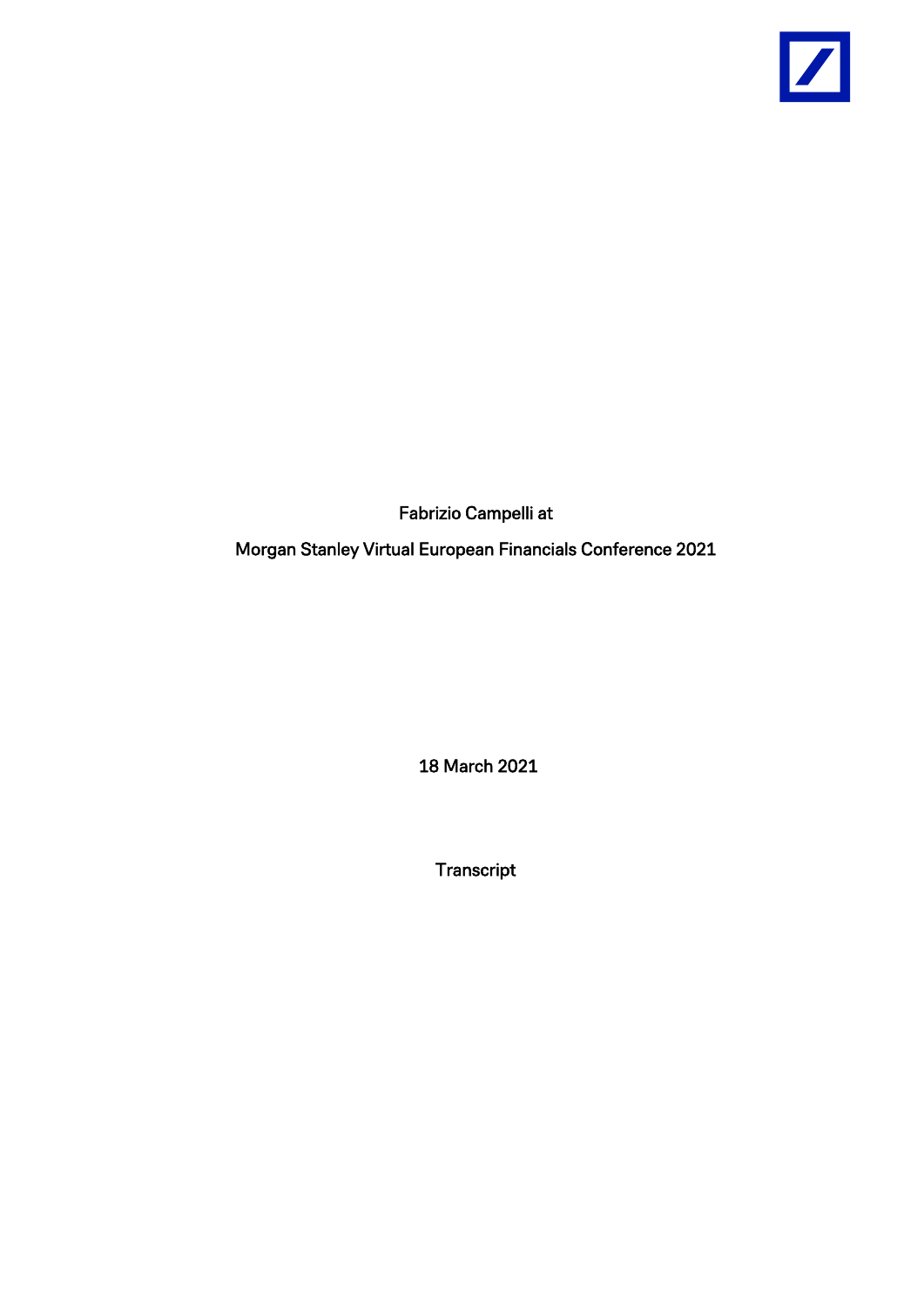Fabrizio Campelli at

Morgan Stanley Virtual European Financials Conference 2021

18 March 2021

Transcript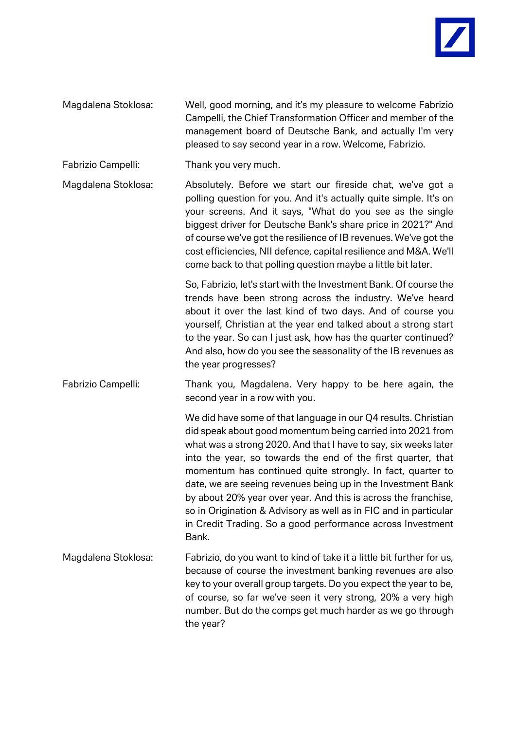Magdalena Stoklosa: Well, good morning, and it's my pleasure to welcome Fabrizio Campelli, the Chief Transformation Officer and member of the management board of Deutsche Bank, and actually I'm very pleased to say second year in a row. Welcome, Fabrizio.

Fabrizio Campelli: Thank you very much.

Magdalena Stoklosa: Absolutely. Before we start our fireside chat, we've got a polling question for you. And it's actually quite simple. It's on your screens. And it says, "What do you see as the single biggest driver for Deutsche Bank's share price in 2021?" And of course we've got the resilience of IB revenues. We've got the cost efficiencies, NII defence, capital resilience and M&A. We'll come back to that polling question maybe a little bit later.

So, Fabrizio, let's start with the Investment Bank. Of course the trends have been strong across the industry. We've heard about it over the last kind of two days. And of course you yourself, Christian at the year end talked about a strong start to the year. So can I just ask, how has the quarter continued? And also, how do you see the seasonality of the IB revenues as the year progresses?

Fabrizio Campelli: Thank you, Magdalena. Very happy to be here again, the second year in a row with you.

We did have some of that language in our Q4 results. Christian did speak about good momentum being carried into 2021 from what was a strong 2020. And that I have to say, six weeks later into the year, so towards the end of the first quarter, that momentum has continued quite strongly. In fact, quarter to date, we are seeing revenues being up in the Investment Bank by about 20% year over year. And this is across the franchise, so in Origination & Advisory as well as in FIC and in particular in Credit Trading. So a good performance across Investment Bank.

Magdalena Stoklosa: Fabrizio, do you want to kind of take it a little bit further for us, because of course the investment banking revenues are also key to your overall group targets. Do you expect the year to be, of course, so far we've seen it very strong, 20% a very high number. But do the comps get much harder as we go through the year?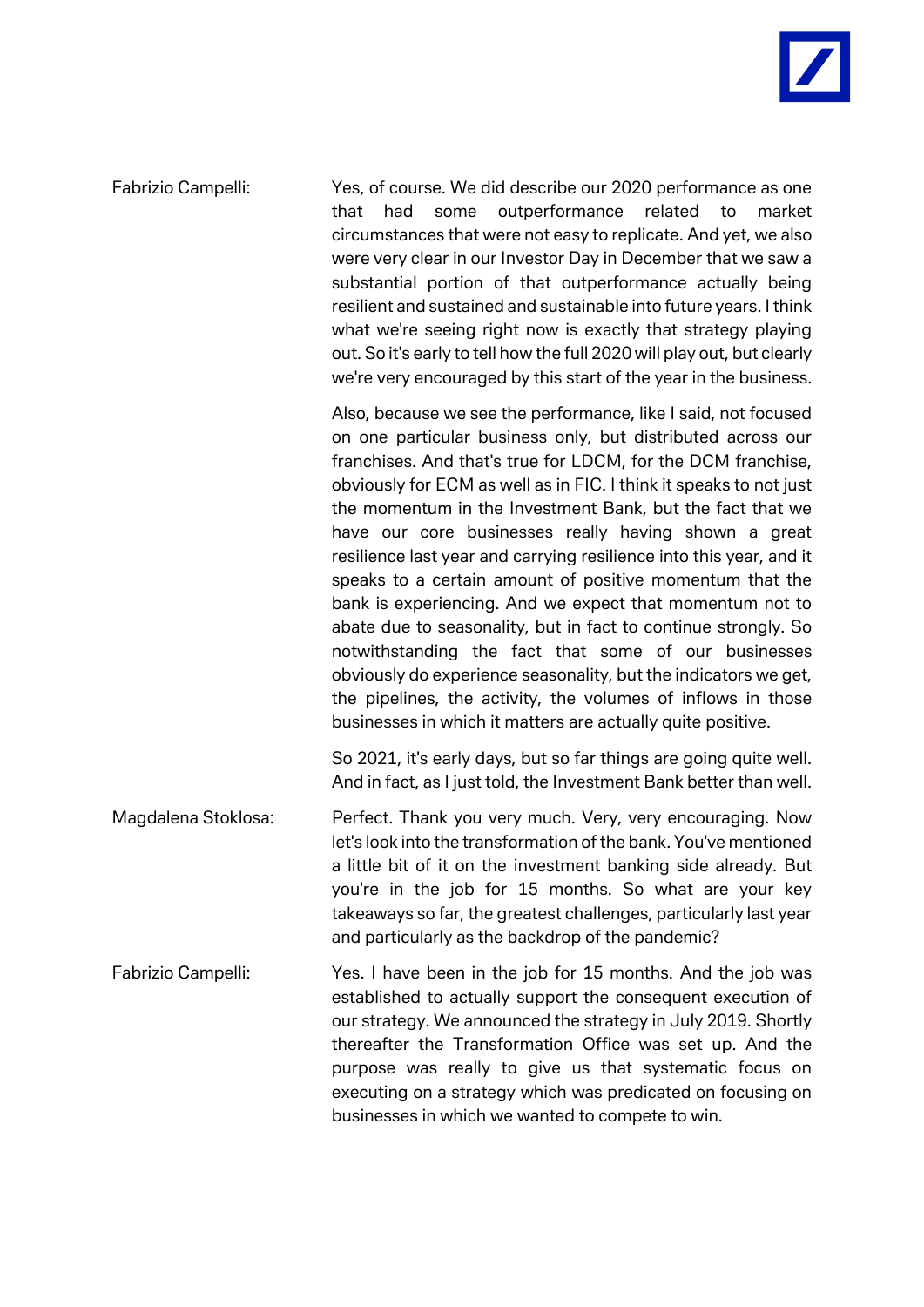Fabrizio Campelli: Yes, of course. We did describe our 2020 performance as one that had some outperformance related to market circumstances that were not easy to replicate. And yet, we also were very clear in our Investor Day in December that we saw a substantial portion of that outperformance actually being resilient and sustained and sustainable into future years. I think what we're seeing right now is exactly that strategy playing out. So it's early to tell how the full 2020 will play out, but clearly we're very encouraged by this start of the year in the business.

Also, because we see the performance, like I said, not focused on one particular business only, but distributed across our franchises. And that's true for LDCM, for the DCM franchise, obviously for ECM as well as in FIC. I think it speaks to not just the momentum in the Investment Bank, but the fact that we have our core businesses really having shown a great resilience last year and carrying resilience into this year, and it speaks to a certain amount of positive momentum that the bank is experiencing. And we expect that momentum not to abate due to seasonality, but in fact to continue strongly. So notwithstanding the fact that some of our businesses obviously do experience seasonality, but the indicators we get, the pipelines, the activity, the volumes of inflows in those businesses in which it matters are actually quite positive.

So 2021, it's early days, but so far things are going quite well. And in fact, as I just told, the Investment Bank better than well.

Magdalena Stoklosa: Perfect. Thank you very much. Very, very encouraging. Now let's look into the transformation of the bank. You've mentioned a little bit of it on the investment banking side already. But you're in the job for 15 months. So what are your key takeaways so far, the greatest challenges, particularly last year and particularly as the backdrop of the pandemic?

Fabrizio Campelli: Yes. I have been in the job for 15 months. And the job was established to actually support the consequent execution of our strategy. We announced the strategy in July 2019. Shortly thereafter the Transformation Office was set up. And the purpose was really to give us that systematic focus on executing on a strategy which was predicated on focusing on businesses in which we wanted to compete to win.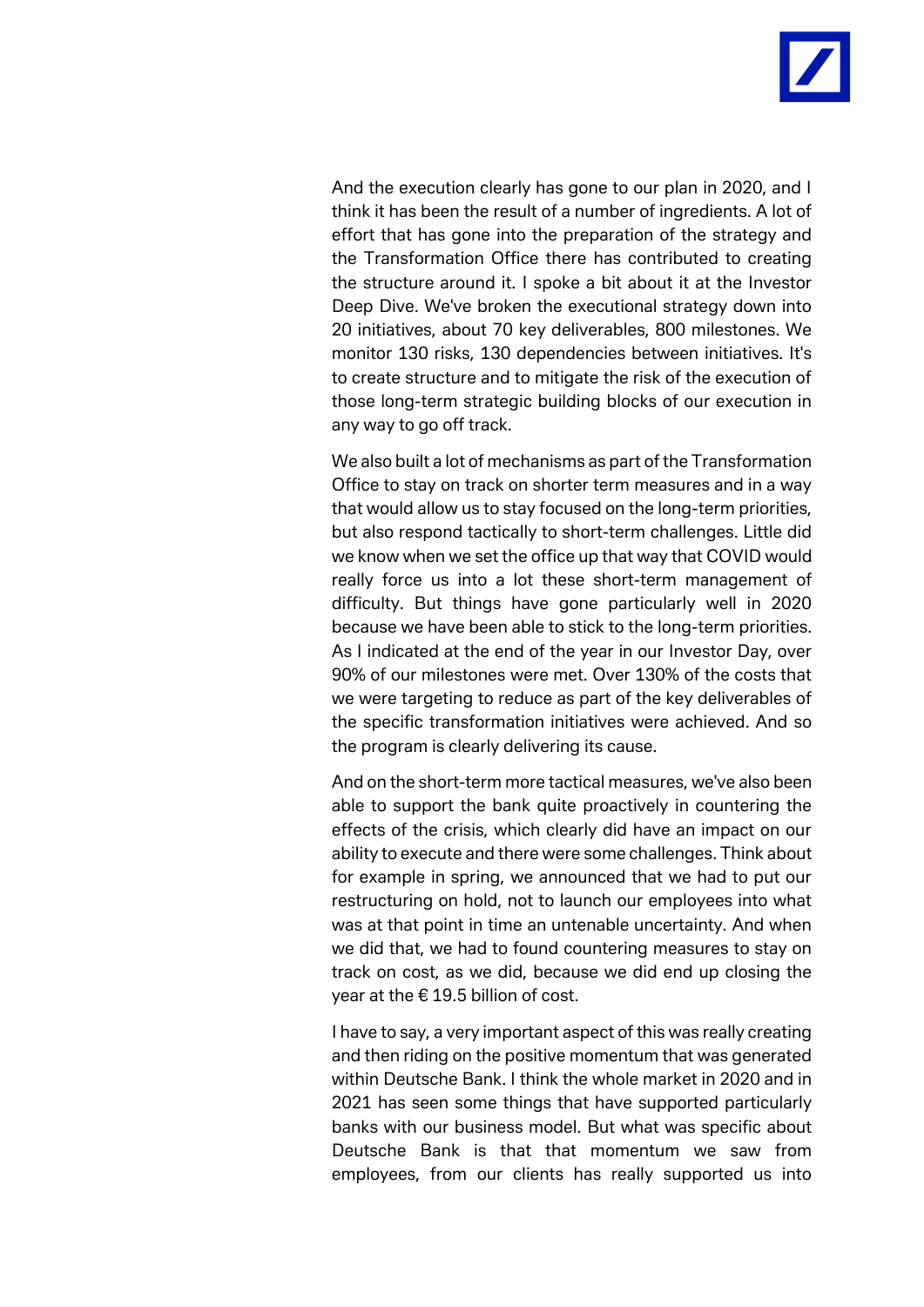And the execution clearly has gone to our plan in 2020, and I think it has been the result of a number of ingredients. A lot of effort that has gone into the preparation of the strategy and the Transformation Office there has contributed to creating the structure around it. I spoke a bit about it at the Investor Deep Dive. We've broken the executional strategy down into 20 initiatives, about 70 key deliverables, 800 milestones. We monitor 130 risks, 130 dependencies between initiatives. It's to create structure and to mitigate the risk of the execution of those long-term strategic building blocks of our execution in any way to go off track.

We also built a lot of mechanisms as part of the Transformation Office to stay on track on shorter term measures and in a way that would allow us to stay focused on the long-term priorities, but also respond tactically to short-term challenges. Little did we know when we set the office up that way that COVID would really force us into a lot these short-term management of difficulty. But things have gone particularly well in 2020 because we have been able to stick to the long-term priorities. As I indicated at the end of the year in our Investor Day, over 90% of our milestones were met. Over 130% of the costs that we were targeting to reduce as part of the key deliverables of the specific transformation initiatives were achieved. And so the program is clearly delivering its cause.

And on the short-term more tactical measures, we've also been able to support the bank quite proactively in countering the effects of the crisis, which clearly did have an impact on our ability to execute and there were some challenges. Think about for example in spring, we announced that we had to put our restructuring on hold, not to launch our employees into what was at that point in time an untenable uncertainty. And when we did that, we had to found countering measures to stay on track on cost, as we did, because we did end up closing the year at the € 19.5 billion of cost.

I have to say, a very important aspect of this was really creating and then riding on the positive momentum that was generated within Deutsche Bank. I think the whole market in 2020 and in 2021 has seen some things that have supported particularly banks with our business model. But what was specific about Deutsche Bank is that that momentum we saw from employees, from our clients has really supported us into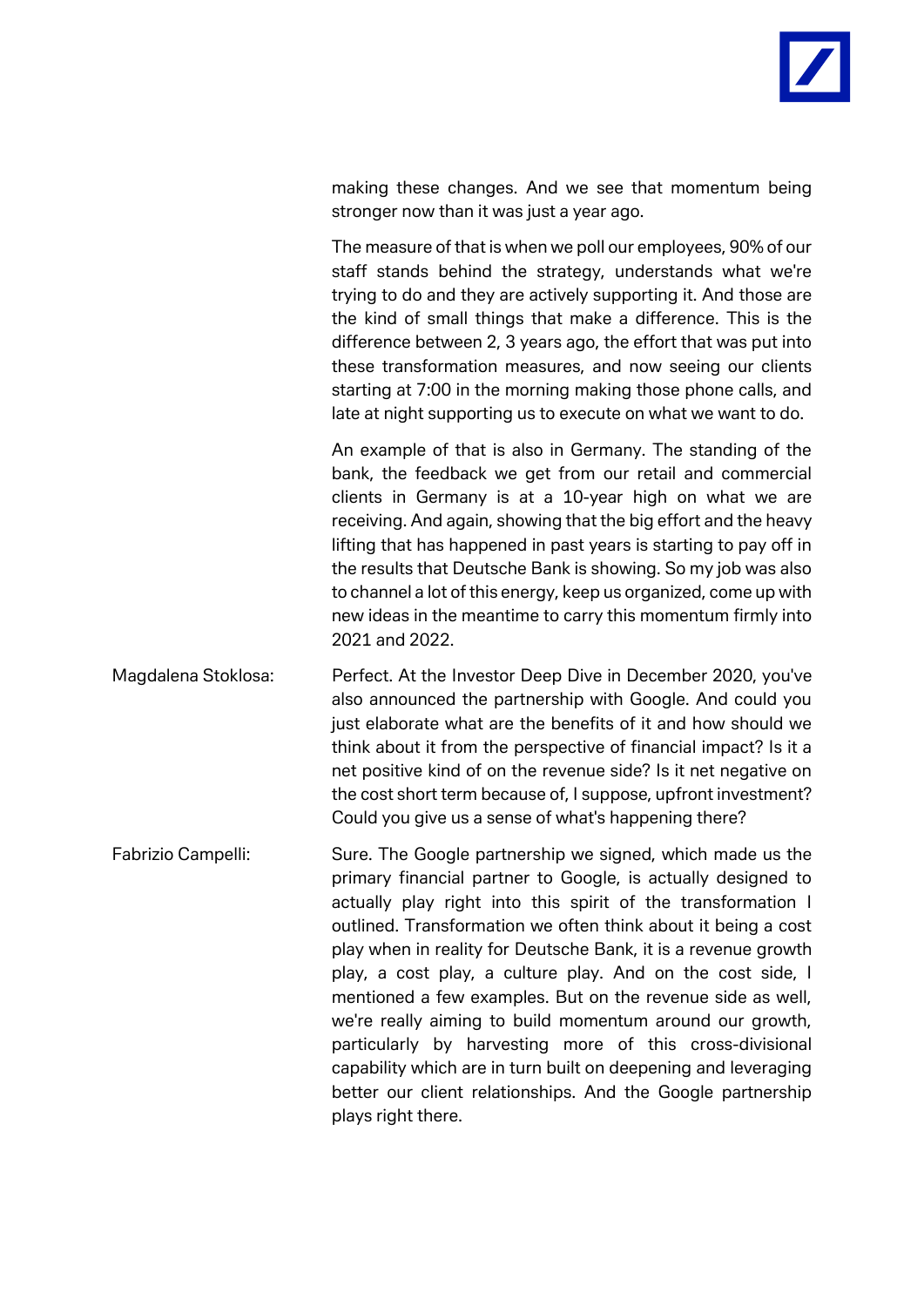making these changes. And we see that momentum being stronger now than it was just a year ago.

The measure of that is when we poll our employees, 90% of our staff stands behind the strategy, understands what we're trying to do and they are actively supporting it. And those are the kind of small things that make a difference. This is the difference between 2, 3 years ago, the effort that was put into these transformation measures, and now seeing our clients starting at 7:00 in the morning making those phone calls, and late at night supporting us to execute on what we want to do.

An example of that is also in Germany. The standing of the bank, the feedback we get from our retail and commercial clients in Germany is at a 10-year high on what we are receiving. And again, showing that the big effort and the heavy lifting that has happened in past years is starting to pay off in the results that Deutsche Bank is showing. So my job was also to channel a lot of this energy, keep us organized, come up with new ideas in the meantime to carry this momentum firmly into 2021 and 2022.

Magdalena Stoklosa: Perfect. At the Investor Deep Dive in December 2020, you've also announced the partnership with Google. And could you just elaborate what are the benefits of it and how should we think about it from the perspective of financial impact? Is it a net positive kind of on the revenue side? Is it net negative on the cost short term because of, I suppose, upfront investment? Could you give us a sense of what's happening there?

Fabrizio Campelli: Sure. The Google partnership we signed, which made us the primary financial partner to Google, is actually designed to actually play right into this spirit of the transformation I outlined. Transformation we often think about it being a cost play when in reality for Deutsche Bank, it is a revenue growth play, a cost play, a culture play. And on the cost side, I mentioned a few examples. But on the revenue side as well, we're really aiming to build momentum around our growth, particularly by harvesting more of this cross-divisional capability which are in turn built on deepening and leveraging better our client relationships. And the Google partnership plays right there.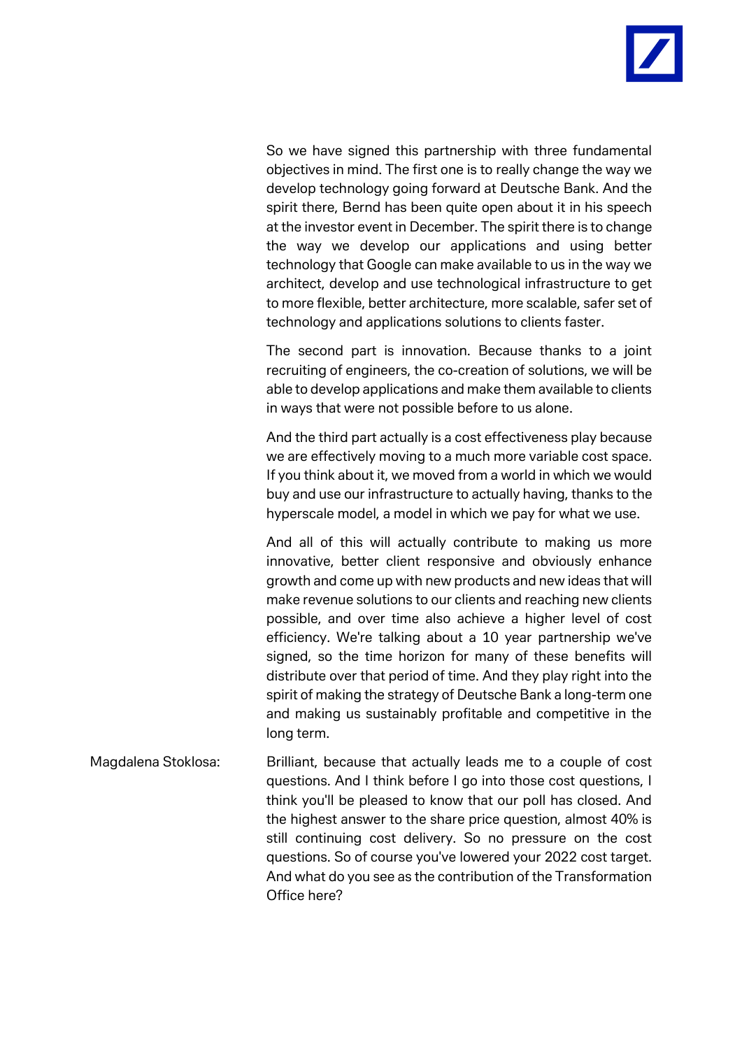So we have signed this partnership with three fundamental objectives in mind. The first one is to really change the way we develop technology going forward at Deutsche Bank. And the spirit there, Bernd has been quite open about it in his speech at the investor event in December. The spirit there is to change the way we develop our applications and using better technology that Google can make available to us in the way we architect, develop and use technological infrastructure to get to more flexible, better architecture, more scalable, safer set of technology and applications solutions to clients faster.

The second part is innovation. Because thanks to a joint recruiting of engineers, the co-creation of solutions, we will be able to develop applications and make them available to clients in ways that were not possible before to us alone.

And the third part actually is a cost effectiveness play because we are effectively moving to a much more variable cost space. If you think about it, we moved from a world in which we would buy and use our infrastructure to actually having, thanks to the hyperscale model, a model in which we pay for what we use.

And all of this will actually contribute to making us more innovative, better client responsive and obviously enhance growth and come up with new products and new ideas that will make revenue solutions to our clients and reaching new clients possible, and over time also achieve a higher level of cost efficiency. We're talking about a 10 year partnership we've signed, so the time horizon for many of these benefits will distribute over that period of time. And they play right into the spirit of making the strategy of Deutsche Bank a long-term one and making us sustainably profitable and competitive in the long term.

Magdalena Stoklosa: Brilliant, because that actually leads me to a couple of cost questions. And I think before I go into those cost questions, I think you'll be pleased to know that our poll has closed. And the highest answer to the share price question, almost 40% is still continuing cost delivery. So no pressure on the cost questions. So of course you've lowered your 2022 cost target. And what do you see as the contribution of the Transformation Office here?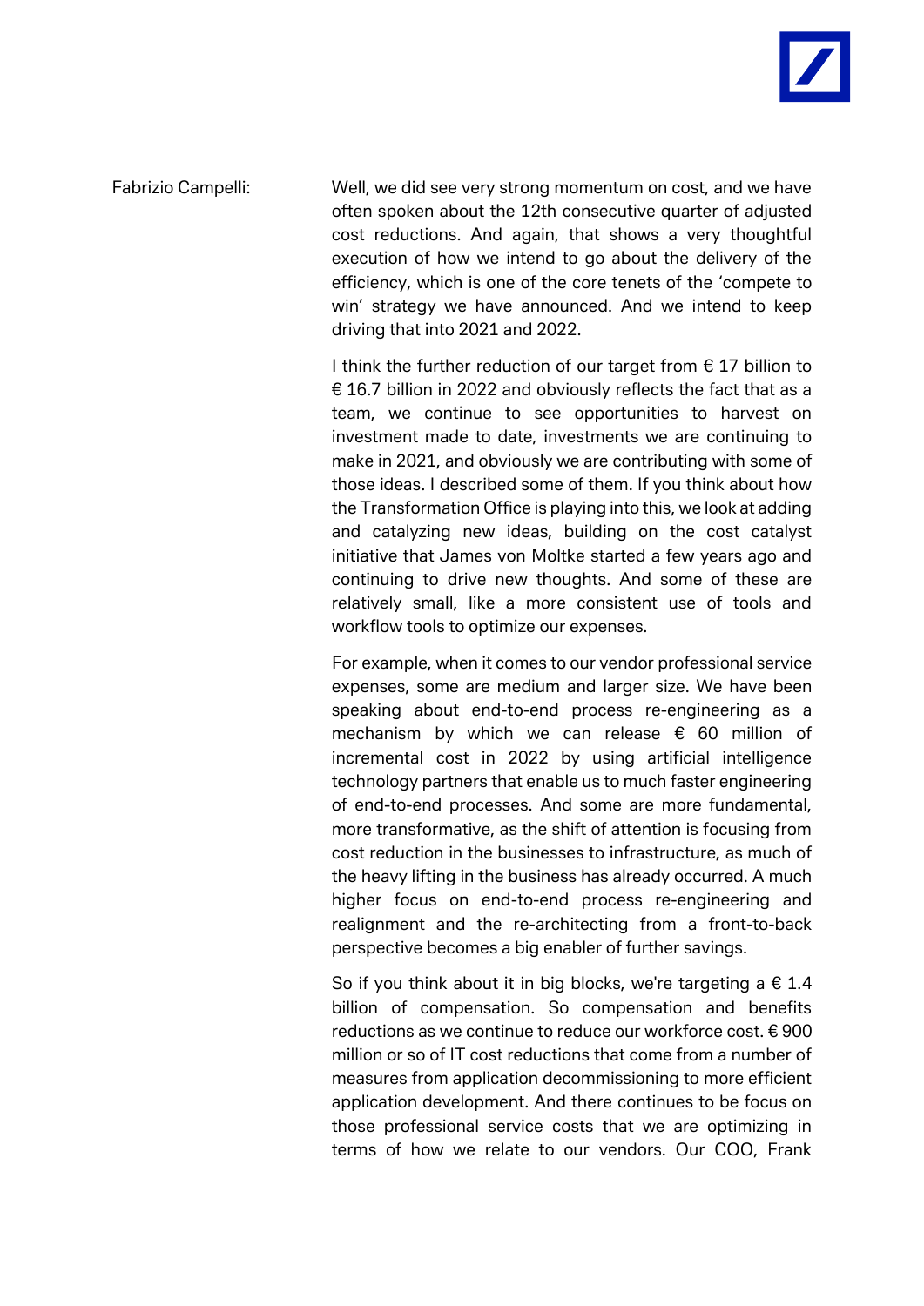Fabrizio Campelli: Well, we did see very strong momentum on cost, and we have often spoken about the 12th consecutive quarter of adjusted cost reductions. And again, that shows a very thoughtful execution of how we intend to go about the delivery of the efficiency, which is one of the core tenets of the 'compete to win' strategy we have announced. And we intend to keep driving that into 2021 and 2022.

I think the further reduction of our target from € 17 billion to € 16.7 billion in 2022 and obviously reflects the fact that as a team, we continue to see opportunities to harvest on investment made to date, investments we are continuing to make in 2021, and obviously we are contributing with some of those ideas. I described some of them. If you think about how the Transformation Office is playing into this, we look at adding and catalyzing new ideas, building on the cost catalyst initiative that James von Moltke started a few years ago and continuing to drive new thoughts. And some of these are relatively small, like a more consistent use of tools and workflow tools to optimize our expenses.

For example, when it comes to our vendor professional service expenses, some are medium and larger size. We have been speaking about end-to-end process re-engineering as a mechanism by which we can release € 60 million of incremental cost in 2022 by using artificial intelligence technology partners that enable us to much faster engineering of end-to-end processes. And some are more fundamental, more transformative, as the shift of attention is focusing from cost reduction in the businesses to infrastructure, as much of the heavy lifting in the business has already occurred. A much higher focus on end-to-end process re-engineering and realignment and the re-architecting from a front-to-back perspective becomes a big enabler of further savings.

So if you think about it in big blocks, we're targeting a € 1.4 billion of compensation. So compensation and benefits reductions as we continue to reduce our workforce cost. € 900 million or so of IT cost reductions that come from a number of measures from application decommissioning to more efficient application development. And there continues to be focus on those professional service costs that we are optimizing in terms of how we relate to our vendors. Our COO, Frank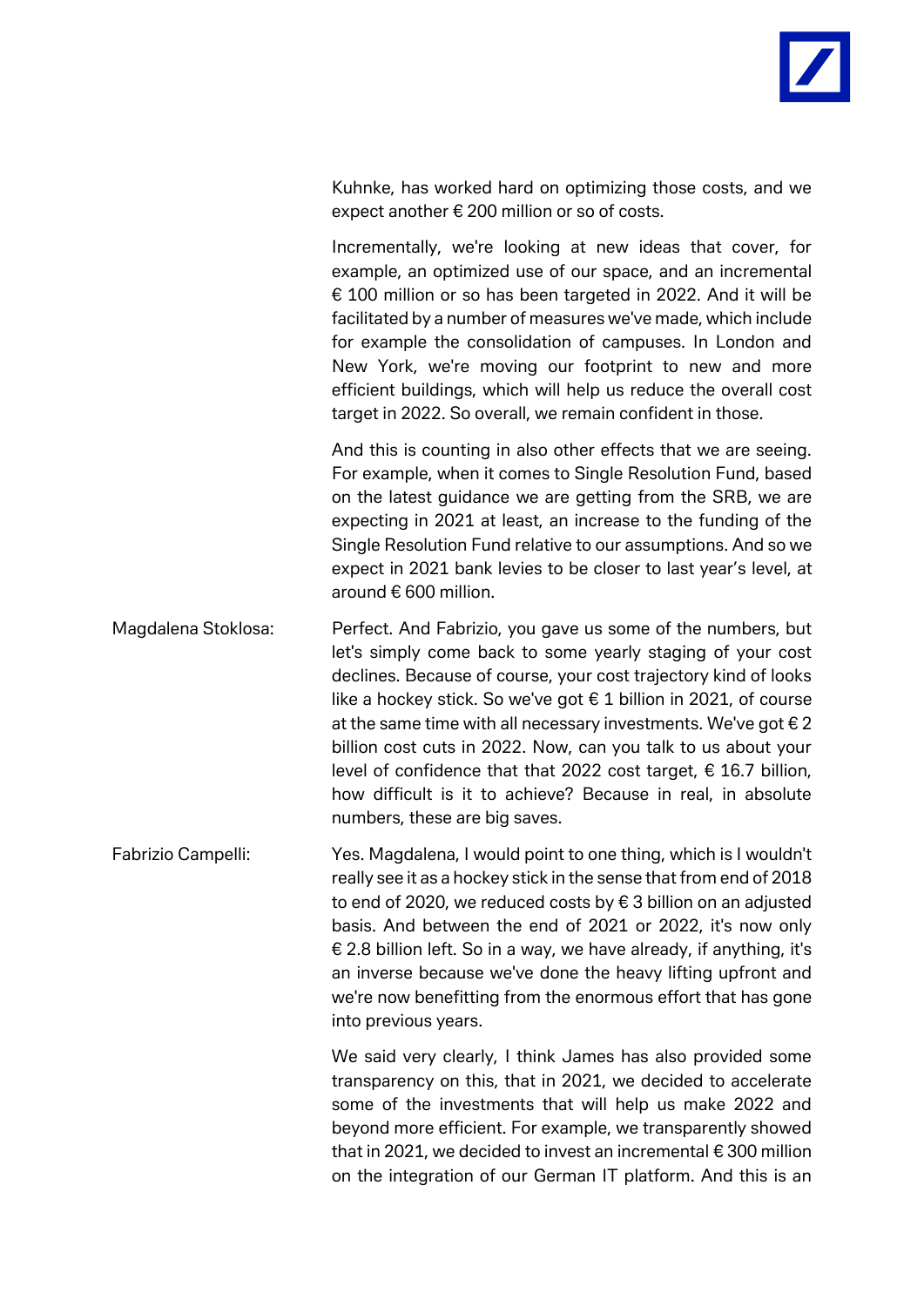Kuhnke, has worked hard on optimizing those costs, and we expect another € 200 million or so of costs.

Incrementally, we're looking at new ideas that cover, for example, an optimized use of our space, and an incremental € 100 million or so has been targeted in 2022. And it will be facilitated by a number of measures we've made, which include for example the consolidation of campuses. In London and New York, we're moving our footprint to new and more efficient buildings, which will help us reduce the overall cost target in 2022. So overall, we remain confident in those.

And this is counting in also other effects that we are seeing. For example, when it comes to Single Resolution Fund, based on the latest guidance we are getting from the SRB, we are expecting in 2021 at least, an increase to the funding of the Single Resolution Fund relative to our assumptions. And so we expect in 2021 bank levies to be closer to last year's level, at around € 600 million.

Magdalena Stoklosa: Perfect. And Fabrizio, you gave us some of the numbers, but let's simply come back to some yearly staging of your cost declines. Because of course, your cost trajectory kind of looks like a hockey stick. So we've got € 1 billion in 2021, of course at the same time with all necessary investments. We've got € 2 billion cost cuts in 2022. Now, can you talk to us about your level of confidence that that 2022 cost target, € 16.7 billion, how difficult is it to achieve? Because in real, in absolute numbers, these are big saves.

Fabrizio Campelli: Yes. Magdalena, I would point to one thing, which is I wouldn't really see it as a hockey stick in the sense that from end of 2018 to end of 2020, we reduced costs by € 3 billion on an adjusted basis. And between the end of 2021 or 2022, it's now only € 2.8 billion left. So in a way, we have already, if anything, it's an inverse because we've done the heavy lifting upfront and we're now benefitting from the enormous effort that has gone into previous years.

We said very clearly, I think James has also provided some transparency on this, that in 2021, we decided to accelerate some of the investments that will help us make 2022 and beyond more efficient. For example, we transparently showed that in 2021, we decided to invest an incremental € 300 million on the integration of our German IT platform. And this is an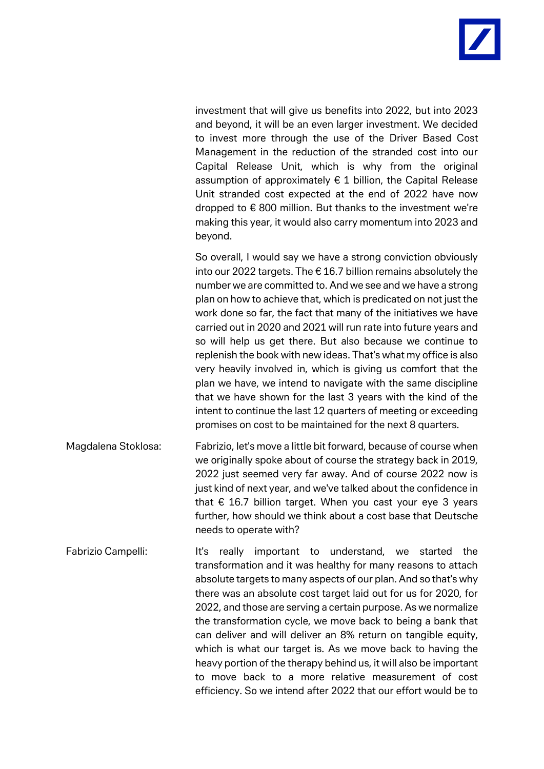investment that will give us benefits into 2022, but into 2023 and beyond, it will be an even larger investment. We decided to invest more through the use of the Driver Based Cost Management in the reduction of the stranded cost into our Capital Release Unit, which is why from the original assumption of approximately € 1 billion, the Capital Release Unit stranded cost expected at the end of 2022 have now dropped to € 800 million. But thanks to the investment we're making this year, it would also carry momentum into 2023 and beyond.

So overall, I would say we have a strong conviction obviously into our 2022 targets. The € 16.7 billion remains absolutely the number we are committed to. And we see and we have a strong plan on how to achieve that, which is predicated on not just the work done so far, the fact that many of the initiatives we have carried out in 2020 and 2021 will run rate into future years and so will help us get there. But also because we continue to replenish the book with new ideas. That's what my office is also very heavily involved in, which is giving us comfort that the plan we have, we intend to navigate with the same discipline that we have shown for the last 3 years with the kind of the intent to continue the last 12 quarters of meeting or exceeding promises on cost to be maintained for the next 8 quarters.

Magdalena Stoklosa: Fabrizio, let's move a little bit forward, because of course when we originally spoke about of course the strategy back in 2019, 2022 just seemed very far away. And of course 2022 now is just kind of next year, and we've talked about the confidence in that € 16.7 billion target. When you cast your eye 3 years further, how should we think about a cost base that Deutsche needs to operate with?

Fabrizio Campelli: It's really important to understand, we started the transformation and it was healthy for many reasons to attach absolute targets to many aspects of our plan. And so that's why there was an absolute cost target laid out for us for 2020, for 2022, and those are serving a certain purpose. As we normalize the transformation cycle, we move back to being a bank that can deliver and will deliver an 8% return on tangible equity, which is what our target is. As we move back to having the heavy portion of the therapy behind us, it will also be important to move back to a more relative measurement of cost efficiency. So we intend after 2022 that our effort would be to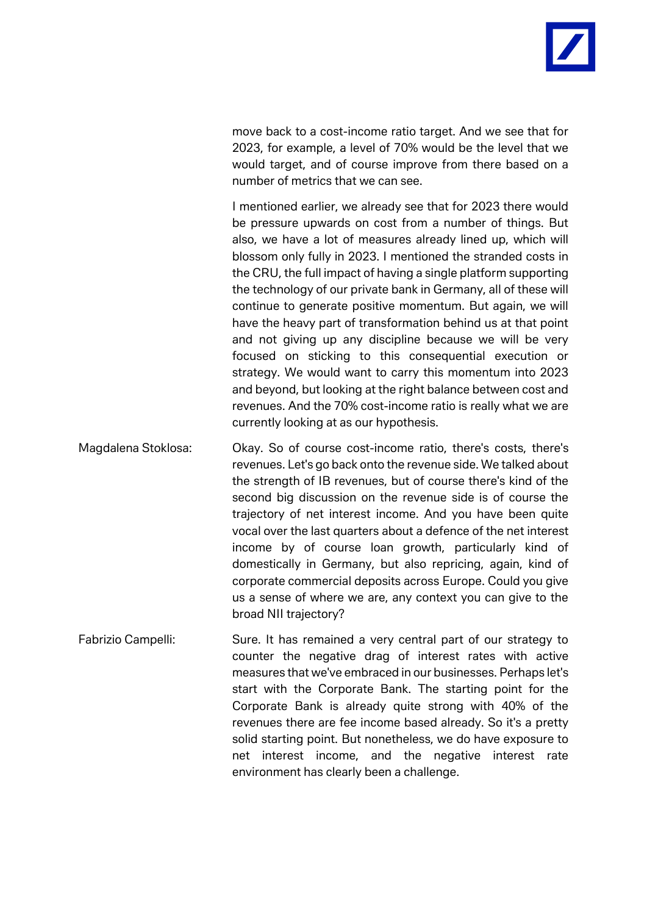move back to a cost-income ratio target. And we see that for 2023, for example, a level of 70% would be the level that we would target, and of course improve from there based on a number of metrics that we can see.

I mentioned earlier, we already see that for 2023 there would be pressure upwards on cost from a number of things. But also, we have a lot of measures already lined up, which will blossom only fully in 2023. I mentioned the stranded costs in the CRU, the full impact of having a single platform supporting the technology of our private bank in Germany, all of these will continue to generate positive momentum. But again, we will have the heavy part of transformation behind us at that point and not giving up any discipline because we will be very focused on sticking to this consequential execution or strategy. We would want to carry this momentum into 2023 and beyond, but looking at the right balance between cost and revenues. And the 70% cost-income ratio is really what we are currently looking at as our hypothesis.

Magdalena Stoklosa: Okay. So of course cost-income ratio, there's costs, there's revenues. Let's go back onto the revenue side. We talked about the strength of IB revenues, but of course there's kind of the second big discussion on the revenue side is of course the trajectory of net interest income. And you have been quite vocal over the last quarters about a defence of the net interest income by of course loan growth, particularly kind of domestically in Germany, but also repricing, again, kind of corporate commercial deposits across Europe. Could you give us a sense of where we are, any context you can give to the broad NII trajectory?

Fabrizio Campelli: Sure. It has remained a very central part of our strategy to counter the negative drag of interest rates with active measures that we've embraced in our businesses. Perhaps let's start with the Corporate Bank. The starting point for the Corporate Bank is already quite strong with 40% of the revenues there are fee income based already. So it's a pretty solid starting point. But nonetheless, we do have exposure to net interest income, and the negative interest rate environment has clearly been a challenge.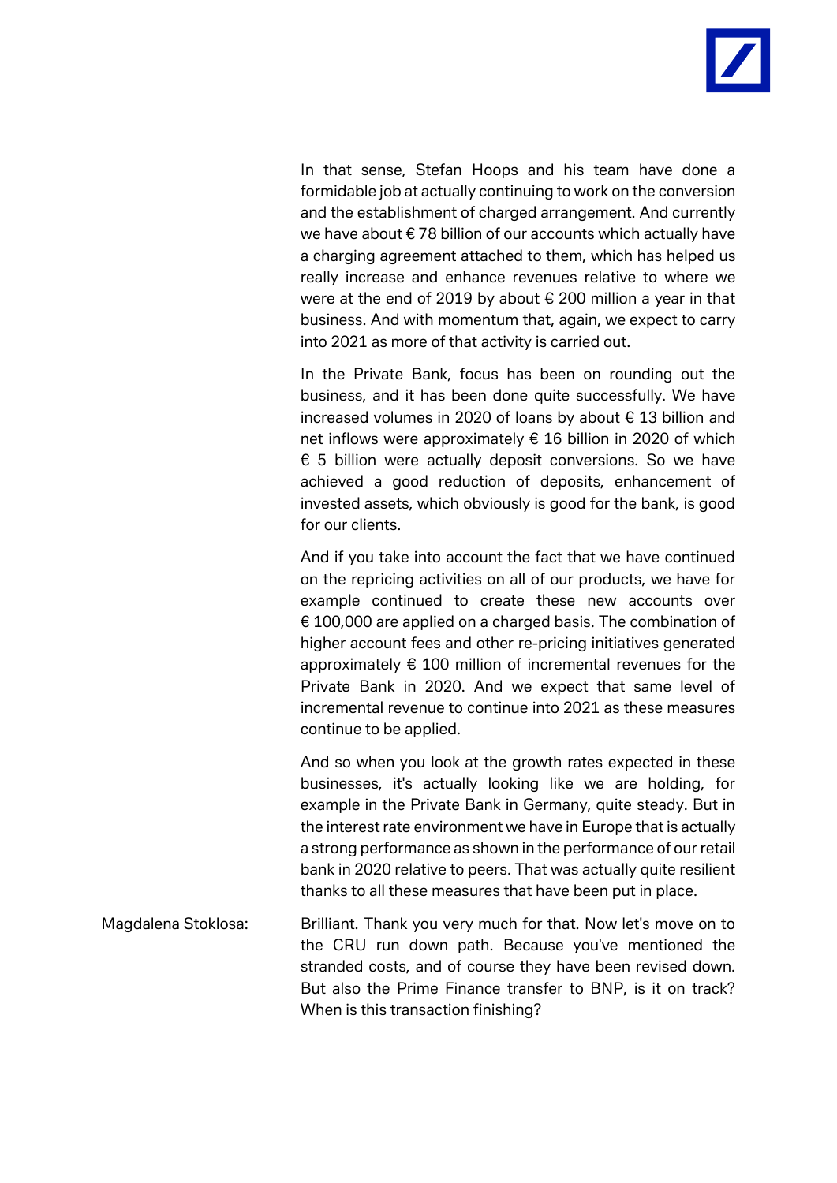In that sense, Stefan Hoops and his team have done a formidable job at actually continuing to work on the conversion and the establishment of charged arrangement. And currently we have about € 78 billion of our accounts which actually have a charging agreement attached to them, which has helped us really increase and enhance revenues relative to where we were at the end of 2019 by about € 200 million a year in that business. And with momentum that, again, we expect to carry into 2021 as more of that activity is carried out.

In the Private Bank, focus has been on rounding out the business, and it has been done quite successfully. We have increased volumes in 2020 of loans by about € 13 billion and net inflows were approximately € 16 billion in 2020 of which € 5 billion were actually deposit conversions. So we have achieved a good reduction of deposits, enhancement of invested assets, which obviously is good for the bank, is good for our clients.

And if you take into account the fact that we have continued on the repricing activities on all of our products, we have for example continued to create these new accounts over € 100,000 are applied on a charged basis. The combination of higher account fees and other re-pricing initiatives generated approximately € 100 million of incremental revenues for the Private Bank in 2020. And we expect that same level of incremental revenue to continue into 2021 as these measures continue to be applied.

And so when you look at the growth rates expected in these businesses, it's actually looking like we are holding, for example in the Private Bank in Germany, quite steady. But in the interest rate environment we have in Europe that is actually a strong performance as shown in the performance of our retail bank in 2020 relative to peers. That was actually quite resilient thanks to all these measures that have been put in place.

Magdalena Stoklosa: Brilliant. Thank you very much for that. Now let's move on to the CRU run down path. Because you've mentioned the stranded costs, and of course they have been revised down. But also the Prime Finance transfer to BNP, is it on track? When is this transaction finishing?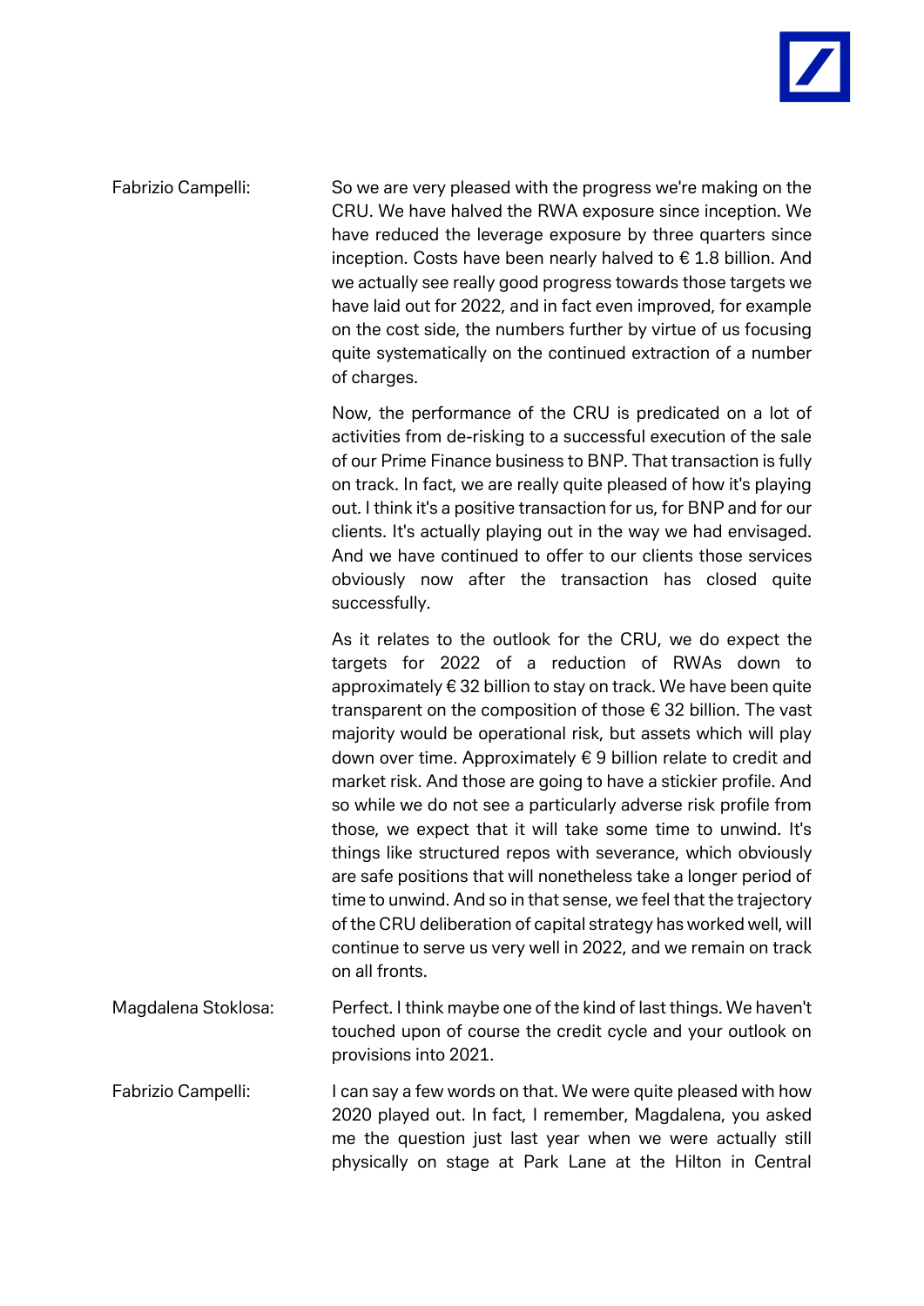Fabrizio Campelli: So we are very pleased with the progress we're making on the CRU. We have halved the RWA exposure since inception. We have reduced the leverage exposure by three quarters since inception. Costs have been nearly halved to € 1.8 billion. And we actually see really good progress towards those targets we have laid out for 2022, and in fact even improved, for example on the cost side, the numbers further by virtue of us focusing quite systematically on the continued extraction of a number of charges.

Now, the performance of the CRU is predicated on a lot of activities from de-risking to a successful execution of the sale of our Prime Finance business to BNP. That transaction is fully on track. In fact, we are really quite pleased of how it's playing out. I think it's a positive transaction for us, for BNP and for our clients. It's actually playing out in the way we had envisaged. And we have continued to offer to our clients those services obviously now after the transaction has closed quite successfully.

As it relates to the outlook for the CRU, we do expect the targets for 2022 of a reduction of RWAs down to approximately € 32 billion to stay on track. We have been quite transparent on the composition of those € 32 billion. The vast majority would be operational risk, but assets which will play down over time. Approximately € 9 billion relate to credit and market risk. And those are going to have a stickier profile. And so while we do not see a particularly adverse risk profile from those, we expect that it will take some time to unwind. It's things like structured repos with severance, which obviously are safe positions that will nonetheless take a longer period of time to unwind. And so in that sense, we feel that the trajectory of the CRU deliberation of capital strategy has worked well, will continue to serve us very well in 2022, and we remain on track on all fronts.

Magdalena Stoklosa: Perfect. I think maybe one of the kind of last things. We haven't touched upon of course the credit cycle and your outlook on provisions into 2021.

Fabrizio Campelli: I can say a few words on that. We were quite pleased with how 2020 played out. In fact, I remember, Magdalena, you asked me the question just last year when we were actually still physically on stage at Park Lane at the Hilton in Central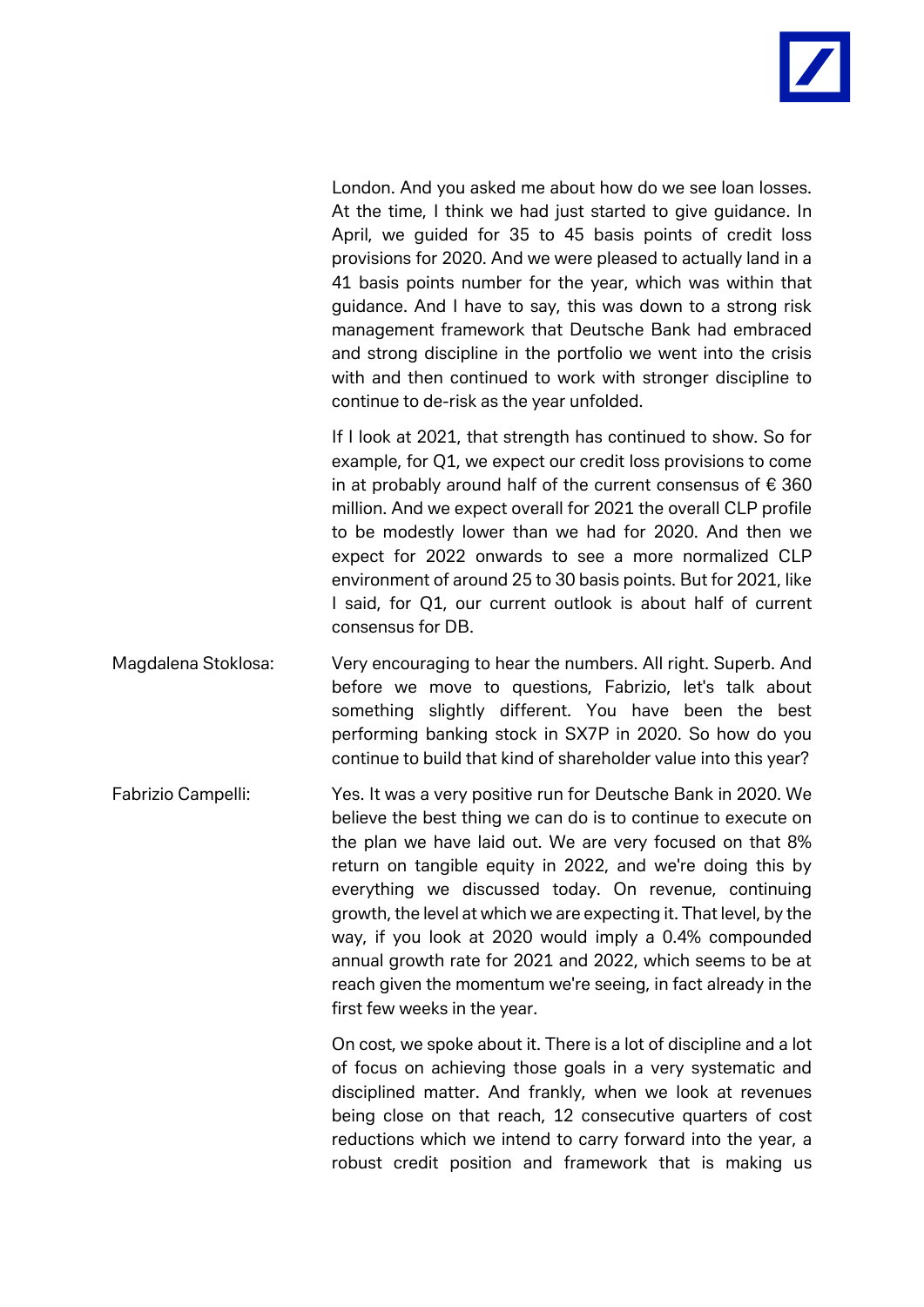London. And you asked me about how do we see loan losses. At the time, I think we had just started to give guidance. In April, we guided for 35 to 45 basis points of credit loss provisions for 2020. And we were pleased to actually land in a 41 basis points number for the year, which was within that guidance. And I have to say, this was down to a strong risk management framework that Deutsche Bank had embraced and strong discipline in the portfolio we went into the crisis with and then continued to work with stronger discipline to continue to de-risk as the year unfolded.

If I look at 2021, that strength has continued to show. So for example, for Q1, we expect our credit loss provisions to come in at probably around half of the current consensus of € 360 million. And we expect overall for 2021 the overall CLP profile to be modestly lower than we had for 2020. And then we expect for 2022 onwards to see a more normalized CLP environment of around 25 to 30 basis points. But for 2021, like I said, for Q1, our current outlook is about half of current consensus for DB.

**Magdalena Stoklosa:** Very encouraging to hear the numbers. All right. Superb. And before we move to questions, Fabrizio, let's talk about something slightly different. You have been the best performing banking stock in SX7P in 2020. So how do you continue to build that kind of shareholder value into this year?

**Fabrizio Campelli:** Yes. It was a very positive run for Deutsche Bank in 2020. We believe the best thing we can do is to continue to execute on the plan we have laid out. We are very focused on that 8% return on tangible equity in 2022, and we're doing this by everything we discussed today. On revenue, continuing growth, the level at which we are expecting it. That level, by the way, if you look at 2020 would imply a 0.4% compounded annual growth rate for 2021 and 2022, which seems to be at reach given the momentum we're seeing, in fact already in the first few weeks in the year.

On cost, we spoke about it. There is a lot of discipline and a lot of focus on achieving those goals in a very systematic and disciplined matter. And frankly, when we look at revenues being close on that reach, 12 consecutive quarters of cost reductions which we intend to carry forward into the year, a robust credit position and framework that is making us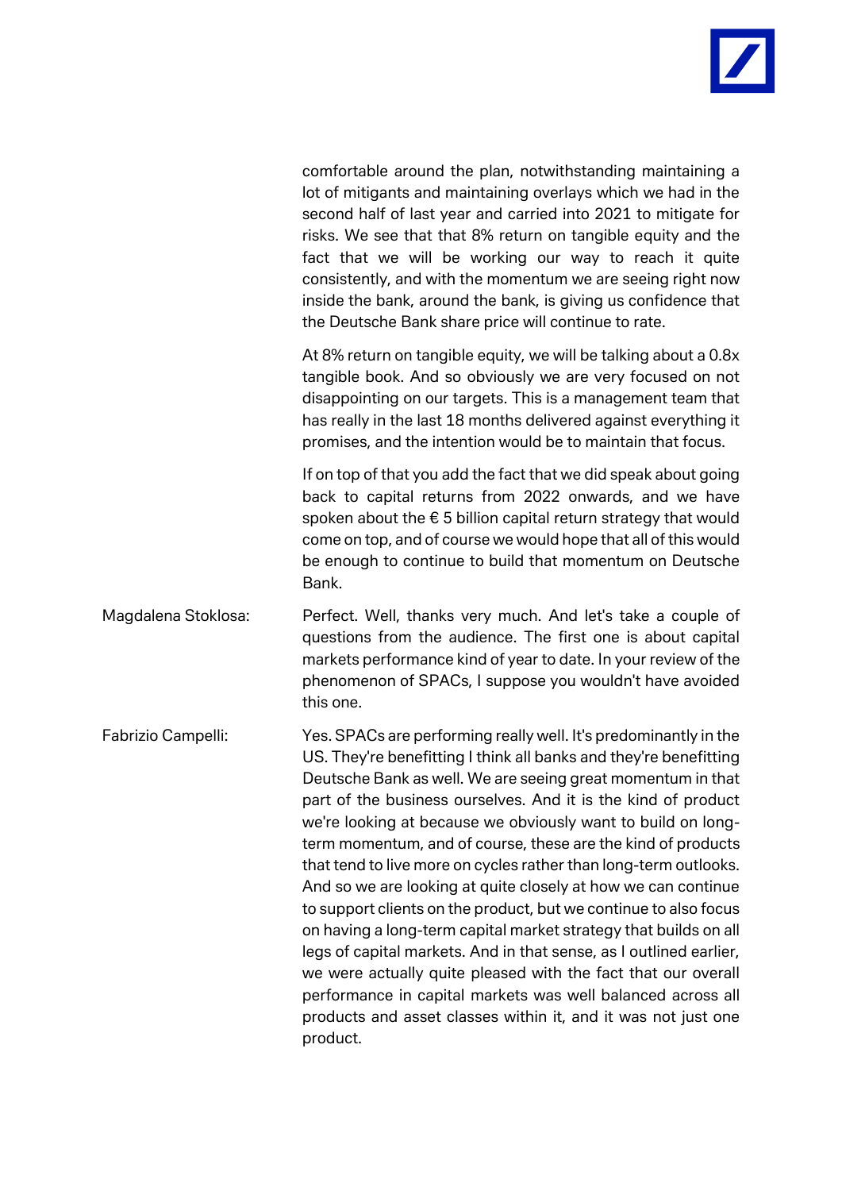comfortable around the plan, notwithstanding maintaining a lot of mitigants and maintaining overlays which we had in the second half of last year and carried into 2021 to mitigate for risks. We see that that 8% return on tangible equity and the fact that we will be working our way to reach it quite consistently, and with the momentum we are seeing right now inside the bank, around the bank, is giving us confidence that the Deutsche Bank share price will continue to rate.

At 8% return on tangible equity, we will be talking about a 0.8x tangible book. And so obviously we are very focused on not disappointing on our targets. This is a management team that has really in the last 18 months delivered against everything it promises, and the intention would be to maintain that focus.

If on top of that you add the fact that we did speak about going back to capital returns from 2022 onwards, and we have spoken about the € 5 billion capital return strategy that would come on top, and of course we would hope that all of this would be enough to continue to build that momentum on Deutsche Bank.

**Magdalena Stoklosa:** Perfect. Well, thanks very much. And let's take a couple of questions from the audience. The first one is about capital markets performance kind of year to date. In your review of the phenomenon of SPACs, I suppose you wouldn't have avoided this one.

**Fabrizio Campelli:** Yes. SPACs are performing really well. It's predominantly in the US. They're benefitting I think all banks and they're benefitting Deutsche Bank as well. We are seeing great momentum in that part of the business ourselves. And it is the kind of product we're looking at because we obviously want to build on long-term momentum, and of course, these are the kind of products that tend to live more on cycles rather than long-term outlooks. And so we are looking at quite closely at how we can continue to support clients on the product, but we continue to also focus on having a long-term capital market strategy that builds on all legs of capital markets. And in that sense, as I outlined earlier, we were actually quite pleased with the fact that our overall performance in capital markets was well balanced across all products and asset classes within it, and it was not just one product.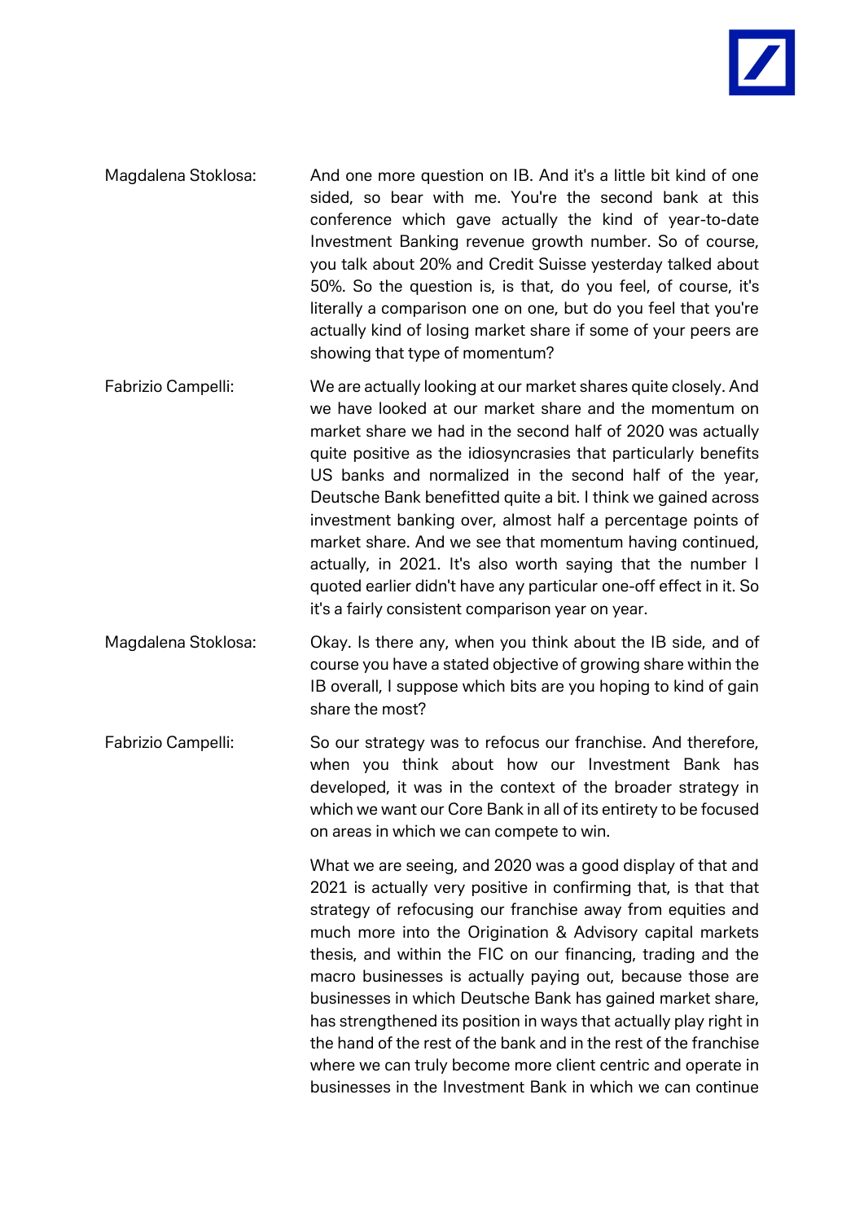Magdalena Stoklosa: And one more question on IB. And it's a little bit kind of one sided, so bear with me. You're the second bank at this conference which gave actually the kind of year-to-date Investment Banking revenue growth number. So of course, you talk about 20% and Credit Suisse yesterday talked about 50%. So the question is, is that, do you feel, of course, it's literally a comparison one on one, but do you feel that you're actually kind of losing market share if some of your peers are showing that type of momentum?

Fabrizio Campelli: We are actually looking at our market shares quite closely. And we have looked at our market share and the momentum on market share we had in the second half of 2020 was actually quite positive as the idiosyncrasies that particularly benefits US banks and normalized in the second half of the year, Deutsche Bank benefitted quite a bit. I think we gained across investment banking over, almost half a percentage points of market share. And we see that momentum having continued, actually, in 2021. It's also worth saying that the number I quoted earlier didn't have any particular one-off effect in it. So it's a fairly consistent comparison year on year.

Magdalena Stoklosa: Okay. Is there any, when you think about the IB side, and of course you have a stated objective of growing share within the IB overall, I suppose which bits are you hoping to kind of gain share the most?

Fabrizio Campelli: So our strategy was to refocus our franchise. And therefore, when you think about how our Investment Bank has developed, it was in the context of the broader strategy in which we want our Core Bank in all of its entirety to be focused on areas in which we can compete to win.

What we are seeing, and 2020 was a good display of that and 2021 is actually very positive in confirming that, is that that strategy of refocusing our franchise away from equities and much more into the Origination & Advisory capital markets thesis, and within the FIC on our financing, trading and the macro businesses is actually paying out, because those are businesses in which Deutsche Bank has gained market share, has strengthened its position in ways that actually play right in the hand of the rest of the bank and in the rest of the franchise where we can truly become more client centric and operate in businesses in the Investment Bank in which we can continue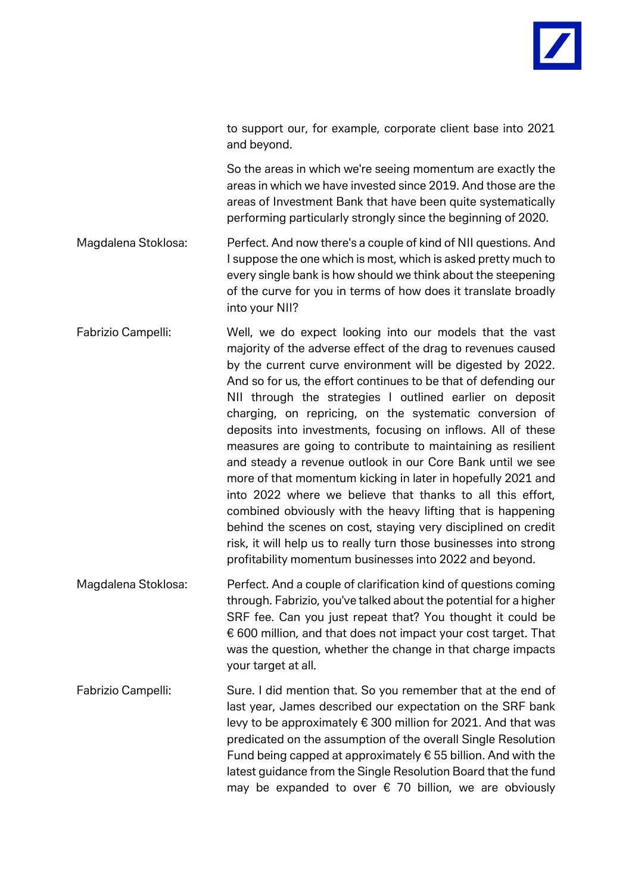to support our, for example, corporate client base into 2021 and beyond.

So the areas in which we're seeing momentum are exactly the areas in which we have invested since 2019. And those are the areas of Investment Bank that have been quite systematically performing particularly strongly since the beginning of 2020.

Magdalena Stoklosa: Perfect. And now there's a couple of kind of NII questions. And I suppose the one which is most, which is asked pretty much to every single bank is how should we think about the steepening of the curve for you in terms of how does it translate broadly into your NII?

Fabrizio Campelli: Well, we do expect looking into our models that the vast majority of the adverse effect of the drag to revenues caused by the current curve environment will be digested by 2022. And so for us, the effort continues to be that of defending our NII through the strategies I outlined earlier on deposit charging, on repricing, on the systematic conversion of deposits into investments, focusing on inflows. All of these measures are going to contribute to maintaining as resilient and steady a revenue outlook in our Core Bank until we see more of that momentum kicking in later in hopefully 2021 and into 2022 where we believe that thanks to all this effort, combined obviously with the heavy lifting that is happening behind the scenes on cost, staying very disciplined on credit risk, it will help us to really turn those businesses into strong profitability momentum businesses into 2022 and beyond.

Magdalena Stoklosa: Perfect. And a couple of clarification kind of questions coming through. Fabrizio, you've talked about the potential for a higher SRF fee. Can you just repeat that? You thought it could be € 600 million, and that does not impact your cost target. That was the question, whether the change in that charge impacts your target at all.

Fabrizio Campelli: Sure. I did mention that. So you remember that at the end of last year, James described our expectation on the SRF bank levy to be approximately € 300 million for 2021. And that was predicated on the assumption of the overall Single Resolution Fund being capped at approximately € 55 billion. And with the latest guidance from the Single Resolution Board that the fund may be expanded to over € 70 billion, we are obviously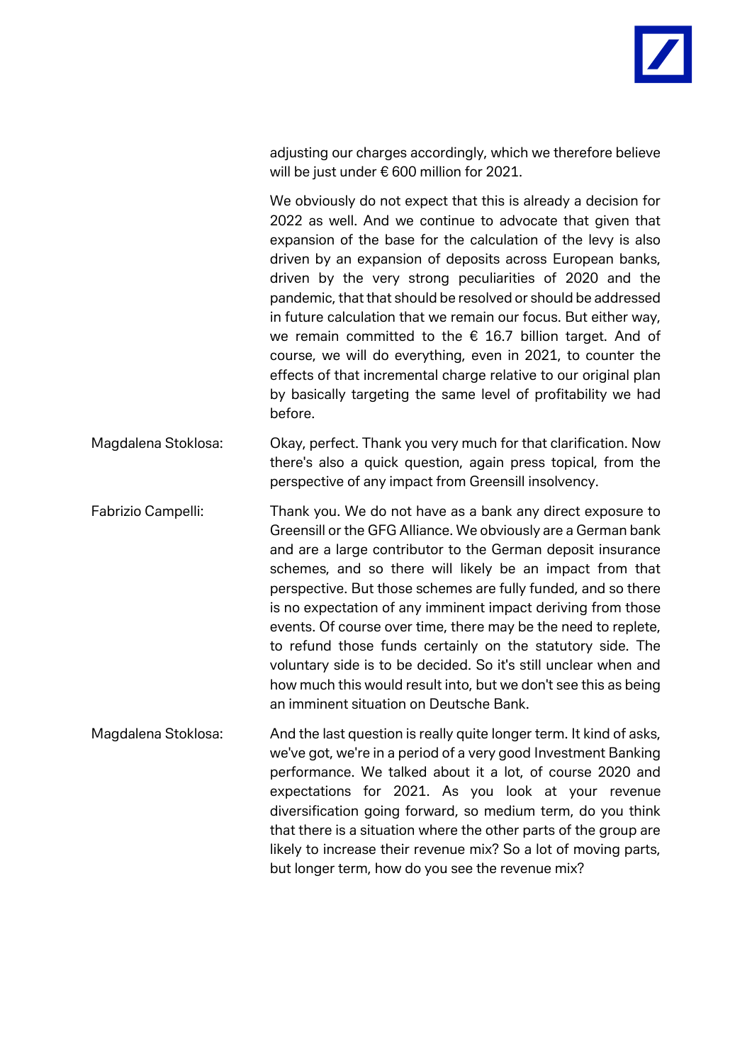adjusting our charges accordingly, which we therefore believe will be just under € 600 million for 2021.

We obviously do not expect that this is already a decision for 2022 as well. And we continue to advocate that given that expansion of the base for the calculation of the levy is also driven by an expansion of deposits across European banks, driven by the very strong peculiarities of 2020 and the pandemic, that that should be resolved or should be addressed in future calculation that we remain our focus. But either way, we remain committed to the € 16.7 billion target. And of course, we will do everything, even in 2021, to counter the effects of that incremental charge relative to our original plan by basically targeting the same level of profitability we had before.

Magdalena Stoklosa: Okay, perfect. Thank you very much for that clarification. Now there's also a quick question, again press topical, from the perspective of any impact from Greensill insolvency.

Fabrizio Campelli: Thank you. We do not have as a bank any direct exposure to Greensill or the GFG Alliance. We obviously are a German bank and are a large contributor to the German deposit insurance schemes, and so there will likely be an impact from that perspective. But those schemes are fully funded, and so there is no expectation of any imminent impact deriving from those events. Of course over time, there may be the need to replete, to refund those funds certainly on the statutory side. The voluntary side is to be decided. So it's still unclear when and how much this would result into, but we don't see this as being an imminent situation on Deutsche Bank.

Magdalena Stoklosa: And the last question is really quite longer term. It kind of asks, we've got, we're in a period of a very good Investment Banking performance. We talked about it a lot, of course 2020 and expectations for 2021. As you look at your revenue diversification going forward, so medium term, do you think that there is a situation where the other parts of the group are likely to increase their revenue mix? So a lot of moving parts, but longer term, how do you see the revenue mix?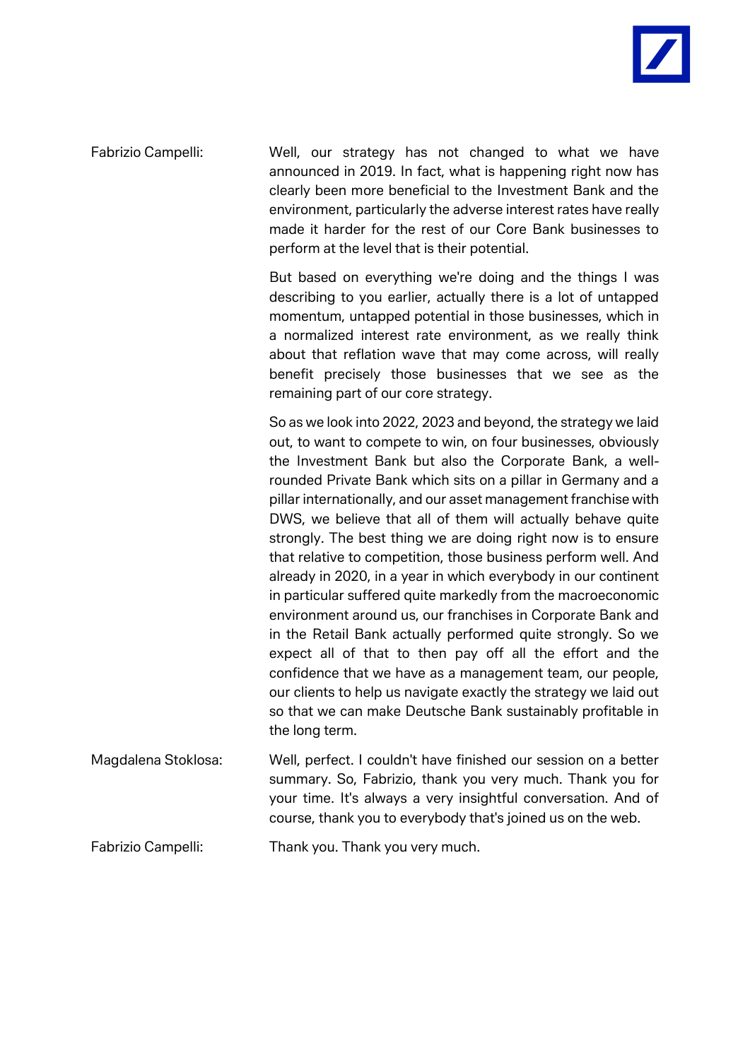Fabrizio Campelli: Well, our strategy has not changed to what we have announced in 2019. In fact, what is happening right now has clearly been more beneficial to the Investment Bank and the environment, particularly the adverse interest rates have really made it harder for the rest of our Core Bank businesses to perform at the level that is their potential.

But based on everything we're doing and the things I was describing to you earlier, actually there is a lot of untapped momentum, untapped potential in those businesses, which in a normalized interest rate environment, as we really think about that reflation wave that may come across, will really benefit precisely those businesses that we see as the remaining part of our core strategy.

So as we look into 2022, 2023 and beyond, the strategy we laid out, to want to compete to win, on four businesses, obviously the Investment Bank but also the Corporate Bank, a well-rounded Private Bank which sits on a pillar in Germany and a pillar internationally, and our asset management franchise with DWS, we believe that all of them will actually behave quite strongly. The best thing we are doing right now is to ensure that relative to competition, those business perform well. And already in 2020, in a year in which everybody in our continent in particular suffered quite markedly from the macroeconomic environment around us, our franchises in Corporate Bank and in the Retail Bank actually performed quite strongly. So we expect all of that to then pay off all the effort and the confidence that we have as a management team, our people, our clients to help us navigate exactly the strategy we laid out so that we can make Deutsche Bank sustainably profitable in the long term.

Magdalena Stoklosa: Well, perfect. I couldn't have finished our session on a better summary. So, Fabrizio, thank you very much. Thank you for your time. It's always a very insightful conversation. And of course, thank you to everybody that's joined us on the web.

Fabrizio Campelli: Thank you. Thank you very much.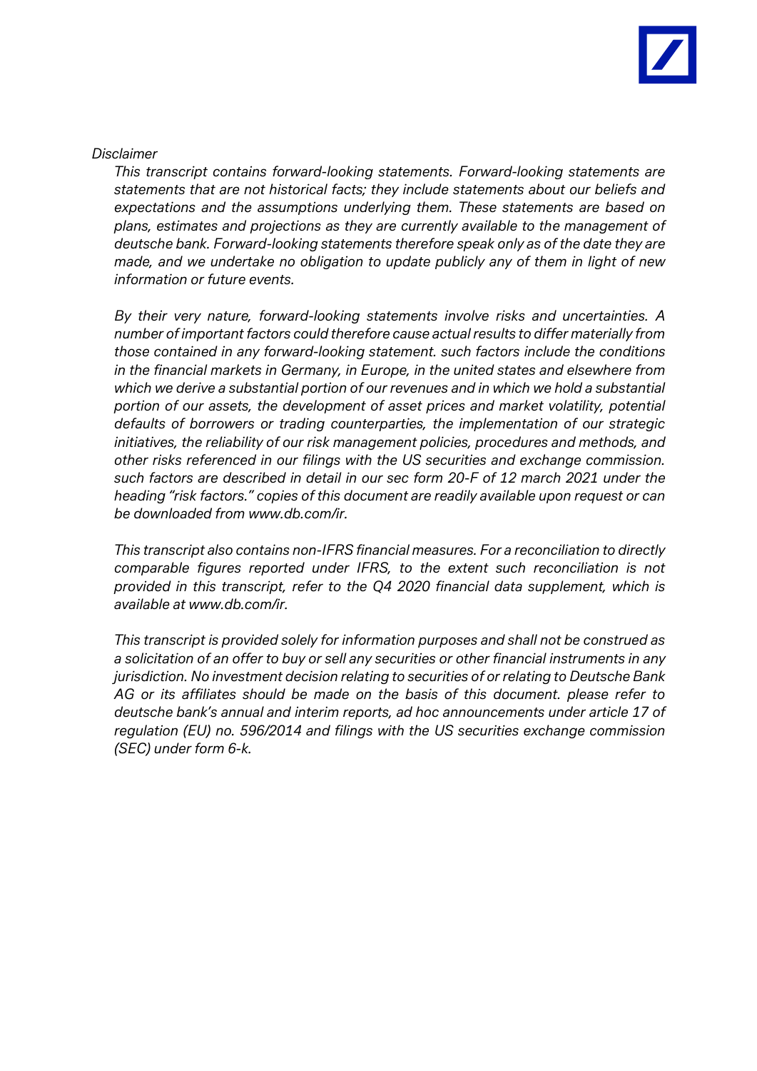*Disclaimer*

*This transcript contains forward-looking statements. Forward-looking statements are statements that are not historical facts; they include statements about our beliefs and expectations and the assumptions underlying them. These statements are based on plans, estimates and projections as they are currently available to the management of deutsche bank. Forward-looking statements therefore speak only as of the date they are made, and we undertake no obligation to update publicly any of them in light of new information or future events.*

*By their very nature, forward-looking statements involve risks and uncertainties. A number of important factors could therefore cause actual results to differ materially from those contained in any forward-looking statement. such factors include the conditions in the financial markets in Germany, in Europe, in the united states and elsewhere from which we derive a substantial portion of our revenues and in which we hold a substantial portion of our assets, the development of asset prices and market volatility, potential defaults of borrowers or trading counterparties, the implementation of our strategic initiatives, the reliability of our risk management policies, procedures and methods, and other risks referenced in our filings with the US securities and exchange commission. such factors are described in detail in our sec form 20-F of 12 march 2021 under the heading "risk factors." copies of this document are readily available upon request or can be downloaded from www.db.com/ir.*

*This transcript also contains non-IFRS financial measures. For a reconciliation to directly comparable figures reported under IFRS, to the extent such reconciliation is not provided in this transcript, refer to the Q4 2020 financial data supplement, which is available at www.db.com/ir.*

*This transcript is provided solely for information purposes and shall not be construed as a solicitation of an offer to buy or sell any securities or other financial instruments in any jurisdiction. No investment decision relating to securities of or relating to Deutsche Bank AG or its affiliates should be made on the basis of this document. please refer to deutsche bank's annual and interim reports, ad hoc announcements under article 17 of regulation (EU) no. 596/2014 and filings with the US securities exchange commission (SEC) under form 6-k.*